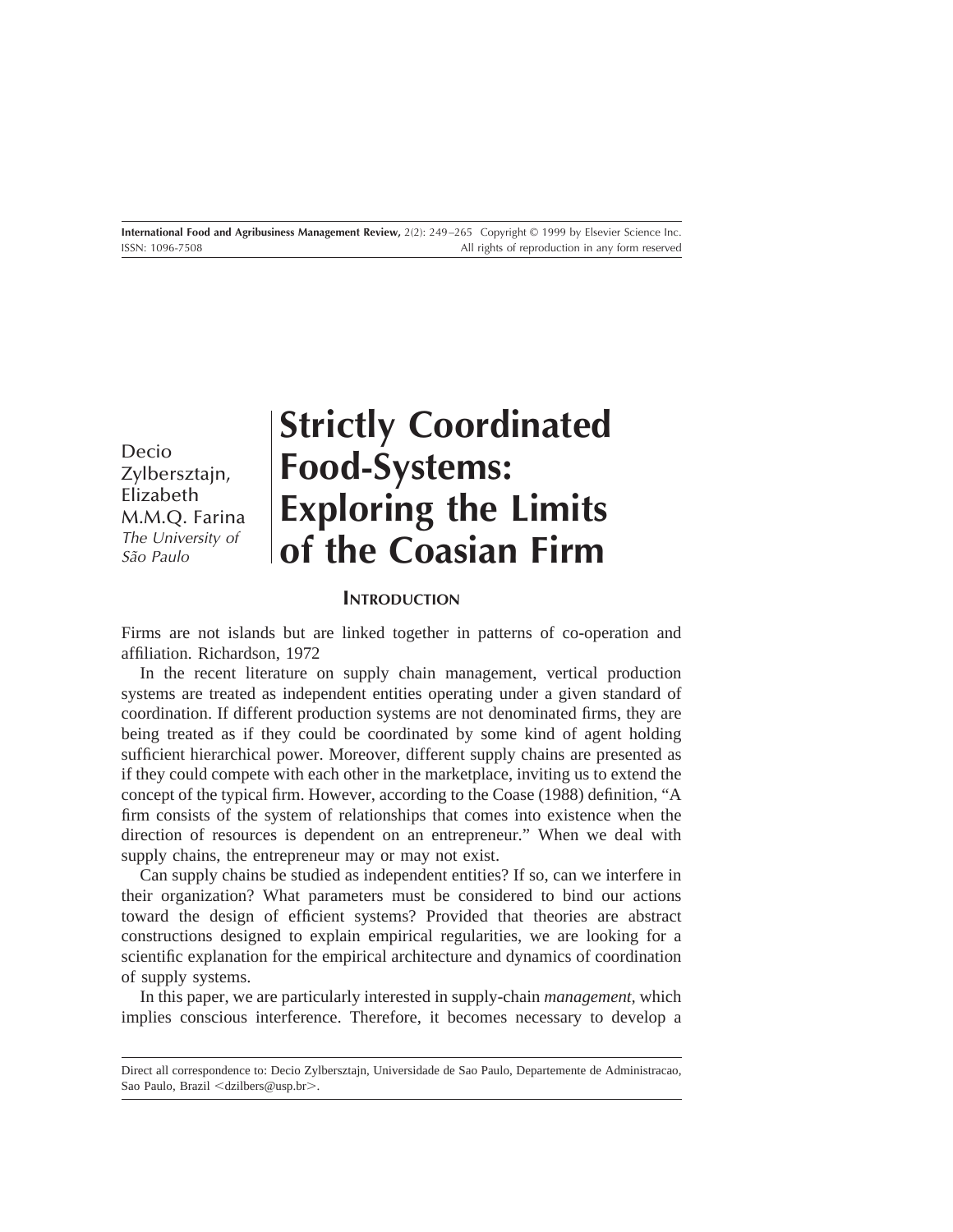# Strictly Coordinated Food-Systems: Exploring the Limits of the Coasian Firm

Decio Zylbersztajn, Elizabeth M.M.Q. Farina
*The University of São Paulo*

## Introduction

Firms are not islands but are linked together in patterns of co-operation and affiliation. Richardson, 1972

In the recent literature on supply chain management, vertical production systems are treated as independent entities operating under a given standard of coordination. If different production systems are not denominated firms, they are being treated as if they could be coordinated by some kind of agent holding sufficient hierarchical power. Moreover, different supply chains are presented as if they could compete with each other in the marketplace, inviting us to extend the concept of the typical firm. However, according to the Coase (1988) definition, "A firm consists of the system of relationships that comes into existence when the direction of resources is dependent on an entrepreneur." When we deal with supply chains, the entrepreneur may or may not exist.

Can supply chains be studied as independent entities? If so, can we interfere in their organization? What parameters must be considered to bind our actions toward the design of efficient systems? Provided that theories are abstract constructions designed to explain empirical regularities, we are looking for a scientific explanation for the empirical architecture and dynamics of coordination of supply systems.

In this paper, we are particularly interested in supply-chain *management*, which implies conscious interference. Therefore, it becomes necessary to develop a

---

Direct all correspondence to: Decio Zylbersztajn, Universidade de Sao Paulo, Departemente de Administracao, Sao Paulo, Brazil <dzilbers@usp.br>.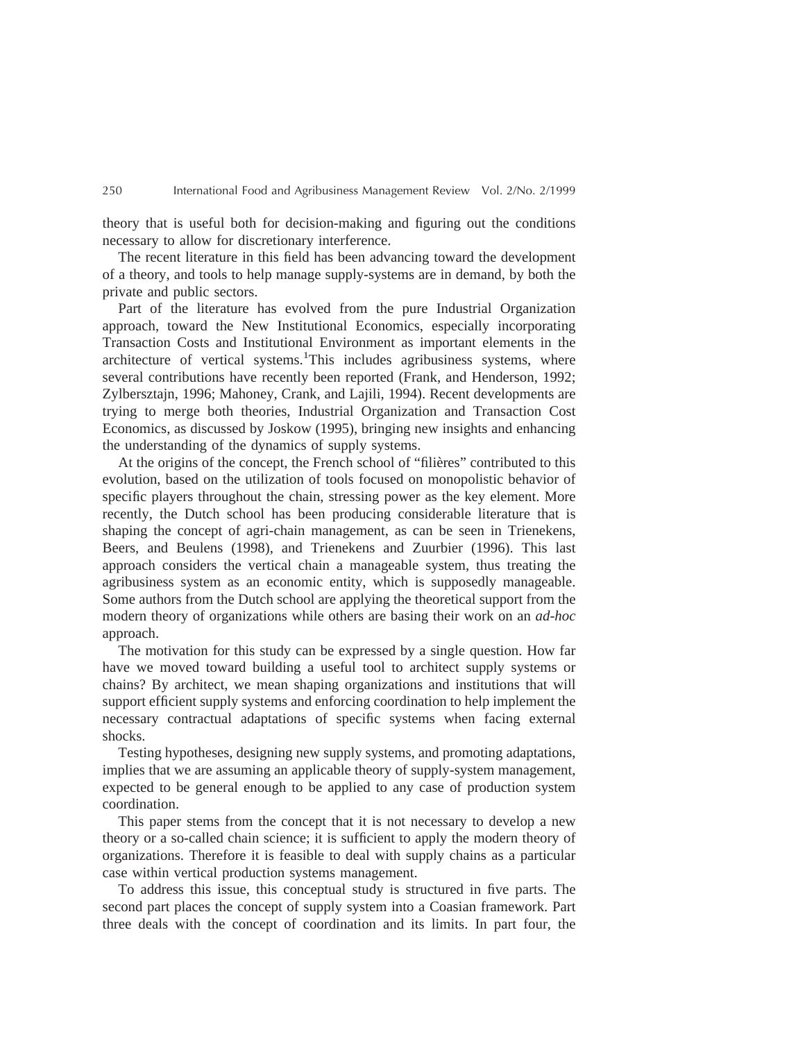theory that is useful both for decision-making and figuring out the conditions necessary to allow for discretionary interference.

The recent literature in this field has been advancing toward the development of a theory, and tools to help manage supply-systems are in demand, by both the private and public sectors.

Part of the literature has evolved from the pure Industrial Organization approach, toward the New Institutional Economics, especially incorporating Transaction Costs and Institutional Environment as important elements in the architecture of vertical systems.[1]This includes agribusiness systems, where several contributions have recently been reported (Frank, and Henderson, 1992; Zylbersztajn, 1996; Mahoney, Crank, and Lajili, 1994). Recent developments are trying to merge both theories, Industrial Organization and Transaction Cost Economics, as discussed by Joskow (1995), bringing new insights and enhancing the understanding of the dynamics of supply systems.

At the origins of the concept, the French school of "filières" contributed to this evolution, based on the utilization of tools focused on monopolistic behavior of specific players throughout the chain, stressing power as the key element. More recently, the Dutch school has been producing considerable literature that is shaping the concept of agri-chain management, as can be seen in Trienekens, Beers, and Beulens (1998), and Trienekens and Zuurbier (1996). This last approach considers the vertical chain a manageable system, thus treating the agribusiness system as an economic entity, which is supposedly manageable. Some authors from the Dutch school are applying the theoretical support from the modern theory of organizations while others are basing their work on an *ad-hoc* approach.

The motivation for this study can be expressed by a single question. How far have we moved toward building a useful tool to architect supply systems or chains? By architect, we mean shaping organizations and institutions that will support efficient supply systems and enforcing coordination to help implement the necessary contractual adaptations of specific systems when facing external shocks.

Testing hypotheses, designing new supply systems, and promoting adaptations, implies that we are assuming an applicable theory of supply-system management, expected to be general enough to be applied to any case of production system coordination.

This paper stems from the concept that it is not necessary to develop a new theory or a so-called chain science; it is sufficient to apply the modern theory of organizations. Therefore it is feasible to deal with supply chains as a particular case within vertical production systems management.

To address this issue, this conceptual study is structured in five parts. The second part places the concept of supply system into a Coasian framework. Part three deals with the concept of coordination and its limits. In part four, the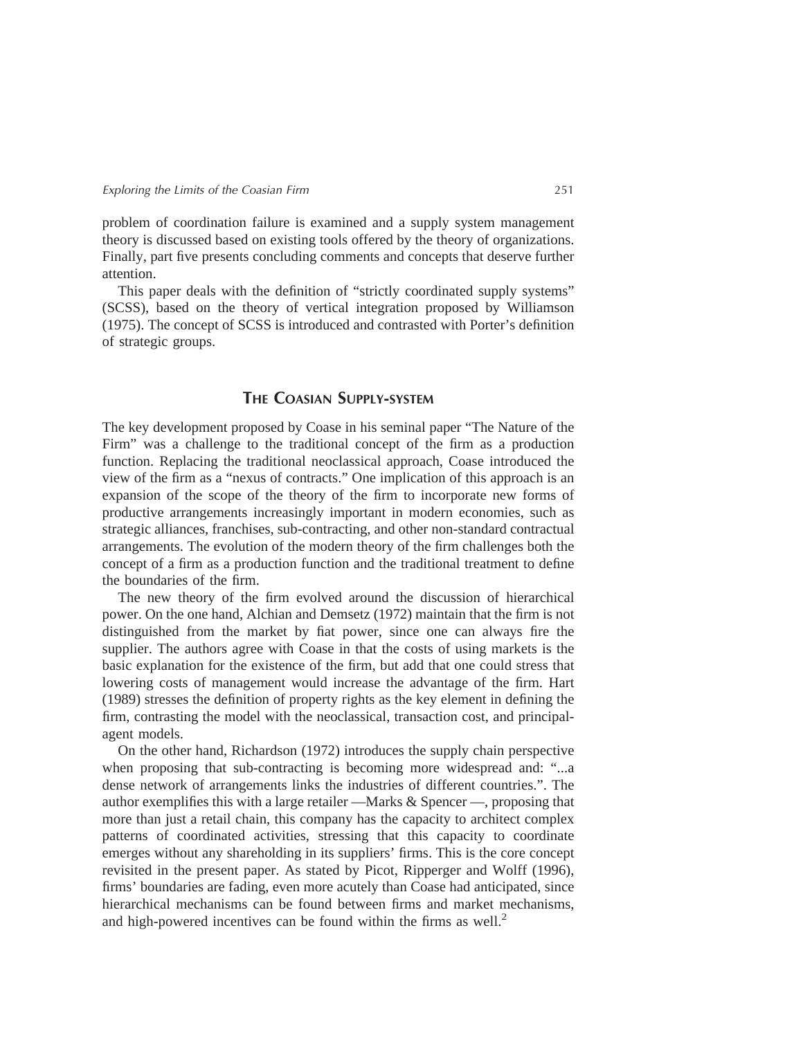problem of coordination failure is examined and a supply system management theory is discussed based on existing tools offered by the theory of organizations. Finally, part five presents concluding comments and concepts that deserve further attention.

This paper deals with the definition of "strictly coordinated supply systems" (SCSS), based on the theory of vertical integration proposed by Williamson (1975). The concept of SCSS is introduced and contrasted with Porter's definition of strategic groups.

## The Coasian Supply-system

The key development proposed by Coase in his seminal paper "The Nature of the Firm" was a challenge to the traditional concept of the firm as a production function. Replacing the traditional neoclassical approach, Coase introduced the view of the firm as a "nexus of contracts." One implication of this approach is an expansion of the scope of the theory of the firm to incorporate new forms of productive arrangements increasingly important in modern economies, such as strategic alliances, franchises, sub-contracting, and other non-standard contractual arrangements. The evolution of the modern theory of the firm challenges both the concept of a firm as a production function and the traditional treatment to define the boundaries of the firm.

The new theory of the firm evolved around the discussion of hierarchical power. On the one hand, Alchian and Demsetz (1972) maintain that the firm is not distinguished from the market by fiat power, since one can always fire the supplier. The authors agree with Coase in that the costs of using markets is the basic explanation for the existence of the firm, but add that one could stress that lowering costs of management would increase the advantage of the firm. Hart (1989) stresses the definition of property rights as the key element in defining the firm, contrasting the model with the neoclassical, transaction cost, and principal-agent models.

On the other hand, Richardson (1972) introduces the supply chain perspective when proposing that sub-contracting is becoming more widespread and: "...a dense network of arrangements links the industries of different countries.". The author exemplifies this with a large retailer —Marks & Spencer —, proposing that more than just a retail chain, this company has the capacity to architect complex patterns of coordinated activities, stressing that this capacity to coordinate emerges without any shareholding in its suppliers' firms. This is the core concept revisited in the present paper. As stated by Picot, Ripperger and Wolff (1996), firms' boundaries are fading, even more acutely than Coase had anticipated, since hierarchical mechanisms can be found between firms and market mechanisms, and high-powered incentives can be found within the firms as well.[2]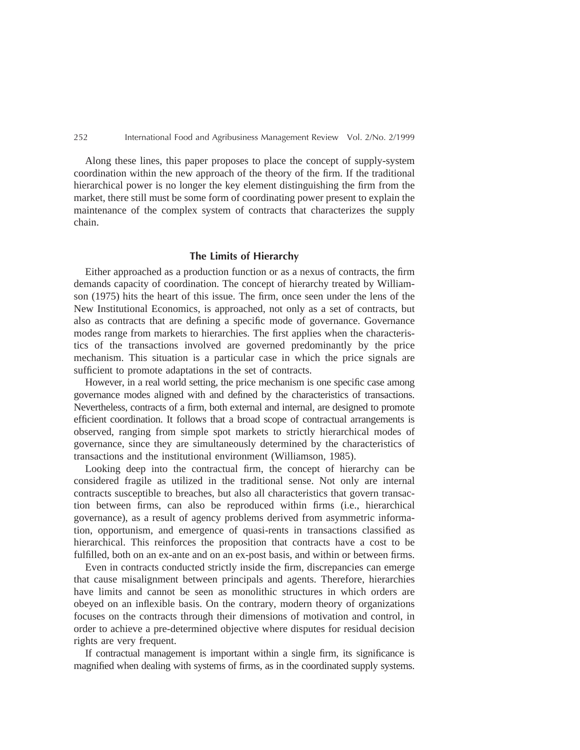Along these lines, this paper proposes to place the concept of supply-system coordination within the new approach of the theory of the firm. If the traditional hierarchical power is no longer the key element distinguishing the firm from the market, there still must be some form of coordinating power present to explain the maintenance of the complex system of contracts that characterizes the supply chain.

## The Limits of Hierarchy

Either approached as a production function or as a nexus of contracts, the firm demands capacity of coordination. The concept of hierarchy treated by Williamson (1975) hits the heart of this issue. The firm, once seen under the lens of the New Institutional Economics, is approached, not only as a set of contracts, but also as contracts that are defining a specific mode of governance. Governance modes range from markets to hierarchies. The first applies when the characteristics of the transactions involved are governed predominantly by the price mechanism. This situation is a particular case in which the price signals are sufficient to promote adaptations in the set of contracts.

However, in a real world setting, the price mechanism is one specific case among governance modes aligned with and defined by the characteristics of transactions. Nevertheless, contracts of a firm, both external and internal, are designed to promote efficient coordination. It follows that a broad scope of contractual arrangements is observed, ranging from simple spot markets to strictly hierarchical modes of governance, since they are simultaneously determined by the characteristics of transactions and the institutional environment (Williamson, 1985).

Looking deep into the contractual firm, the concept of hierarchy can be considered fragile as utilized in the traditional sense. Not only are internal contracts susceptible to breaches, but also all characteristics that govern transaction between firms, can also be reproduced within firms (i.e., hierarchical governance), as a result of agency problems derived from asymmetric information, opportunism, and emergence of quasi-rents in transactions classified as hierarchical. This reinforces the proposition that contracts have a cost to be fulfilled, both on an ex-ante and on an ex-post basis, and within or between firms.

Even in contracts conducted strictly inside the firm, discrepancies can emerge that cause misalignment between principals and agents. Therefore, hierarchies have limits and cannot be seen as monolithic structures in which orders are obeyed on an inflexible basis. On the contrary, modern theory of organizations focuses on the contracts through their dimensions of motivation and control, in order to achieve a pre-determined objective where disputes for residual decision rights are very frequent.

If contractual management is important within a single firm, its significance is magnified when dealing with systems of firms, as in the coordinated supply systems.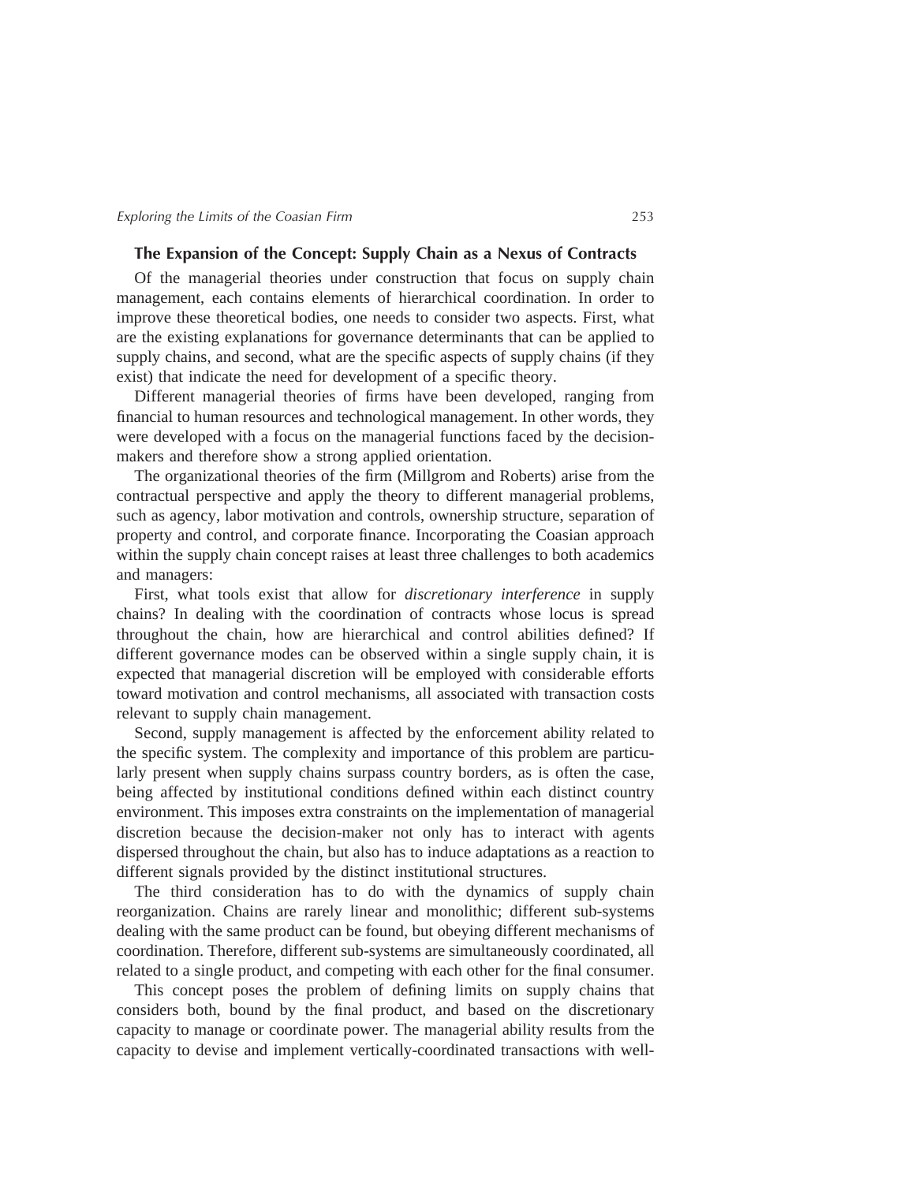## The Expansion of the Concept: Supply Chain as a Nexus of Contracts

Of the managerial theories under construction that focus on supply chain management, each contains elements of hierarchical coordination. In order to improve these theoretical bodies, one needs to consider two aspects. First, what are the existing explanations for governance determinants that can be applied to supply chains, and second, what are the specific aspects of supply chains (if they exist) that indicate the need for development of a specific theory.

Different managerial theories of firms have been developed, ranging from financial to human resources and technological management. In other words, they were developed with a focus on the managerial functions faced by the decision-makers and therefore show a strong applied orientation.

The organizational theories of the firm (Millgrom and Roberts) arise from the contractual perspective and apply the theory to different managerial problems, such as agency, labor motivation and controls, ownership structure, separation of property and control, and corporate finance. Incorporating the Coasian approach within the supply chain concept raises at least three challenges to both academics and managers:

First, what tools exist that allow for *discretionary interference* in supply chains? In dealing with the coordination of contracts whose locus is spread throughout the chain, how are hierarchical and control abilities defined? If different governance modes can be observed within a single supply chain, it is expected that managerial discretion will be employed with considerable efforts toward motivation and control mechanisms, all associated with transaction costs relevant to supply chain management.

Second, supply management is affected by the enforcement ability related to the specific system. The complexity and importance of this problem are particularly present when supply chains surpass country borders, as is often the case, being affected by institutional conditions defined within each distinct country environment. This imposes extra constraints on the implementation of managerial discretion because the decision-maker not only has to interact with agents dispersed throughout the chain, but also has to induce adaptations as a reaction to different signals provided by the distinct institutional structures.

The third consideration has to do with the dynamics of supply chain reorganization. Chains are rarely linear and monolithic; different sub-systems dealing with the same product can be found, but obeying different mechanisms of coordination. Therefore, different sub-systems are simultaneously coordinated, all related to a single product, and competing with each other for the final consumer.

This concept poses the problem of defining limits on supply chains that considers both, bound by the final product, and based on the discretionary capacity to manage or coordinate power. The managerial ability results from the capacity to devise and implement vertically-coordinated transactions with well-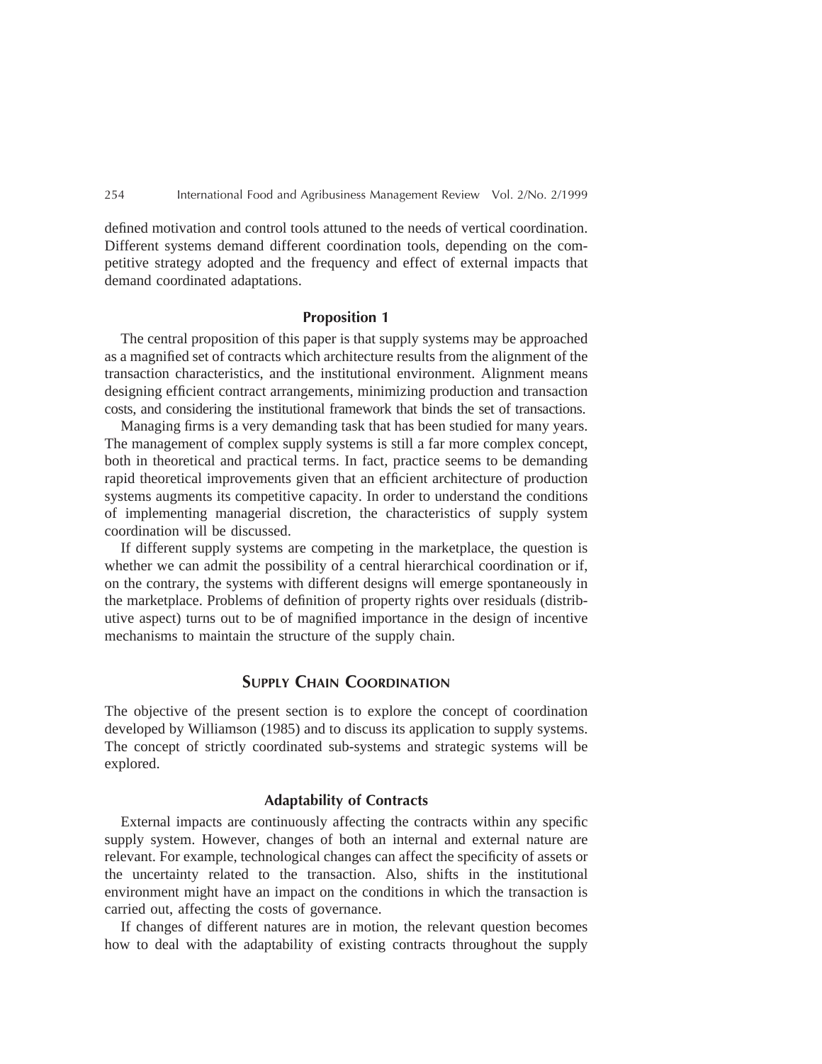defined motivation and control tools attuned to the needs of vertical coordination. Different systems demand different coordination tools, depending on the competitive strategy adopted and the frequency and effect of external impacts that demand coordinated adaptations.

### Proposition 1

The central proposition of this paper is that supply systems may be approached as a magnified set of contracts which architecture results from the alignment of the transaction characteristics, and the institutional environment. Alignment means designing efficient contract arrangements, minimizing production and transaction costs, and considering the institutional framework that binds the set of transactions.

Managing firms is a very demanding task that has been studied for many years. The management of complex supply systems is still a far more complex concept, both in theoretical and practical terms. In fact, practice seems to be demanding rapid theoretical improvements given that an efficient architecture of production systems augments its competitive capacity. In order to understand the conditions of implementing managerial discretion, the characteristics of supply system coordination will be discussed.

If different supply systems are competing in the marketplace, the question is whether we can admit the possibility of a central hierarchical coordination or if, on the contrary, the systems with different designs will emerge spontaneously in the marketplace. Problems of definition of property rights over residuals (distributive aspect) turns out to be of magnified importance in the design of incentive mechanisms to maintain the structure of the supply chain.

## Supply Chain Coordination

The objective of the present section is to explore the concept of coordination developed by Williamson (1985) and to discuss its application to supply systems. The concept of strictly coordinated sub-systems and strategic systems will be explored.

### Adaptability of Contracts

External impacts are continuously affecting the contracts within any specific supply system. However, changes of both an internal and external nature are relevant. For example, technological changes can affect the specificity of assets or the uncertainty related to the transaction. Also, shifts in the institutional environment might have an impact on the conditions in which the transaction is carried out, affecting the costs of governance.

If changes of different natures are in motion, the relevant question becomes how to deal with the adaptability of existing contracts throughout the supply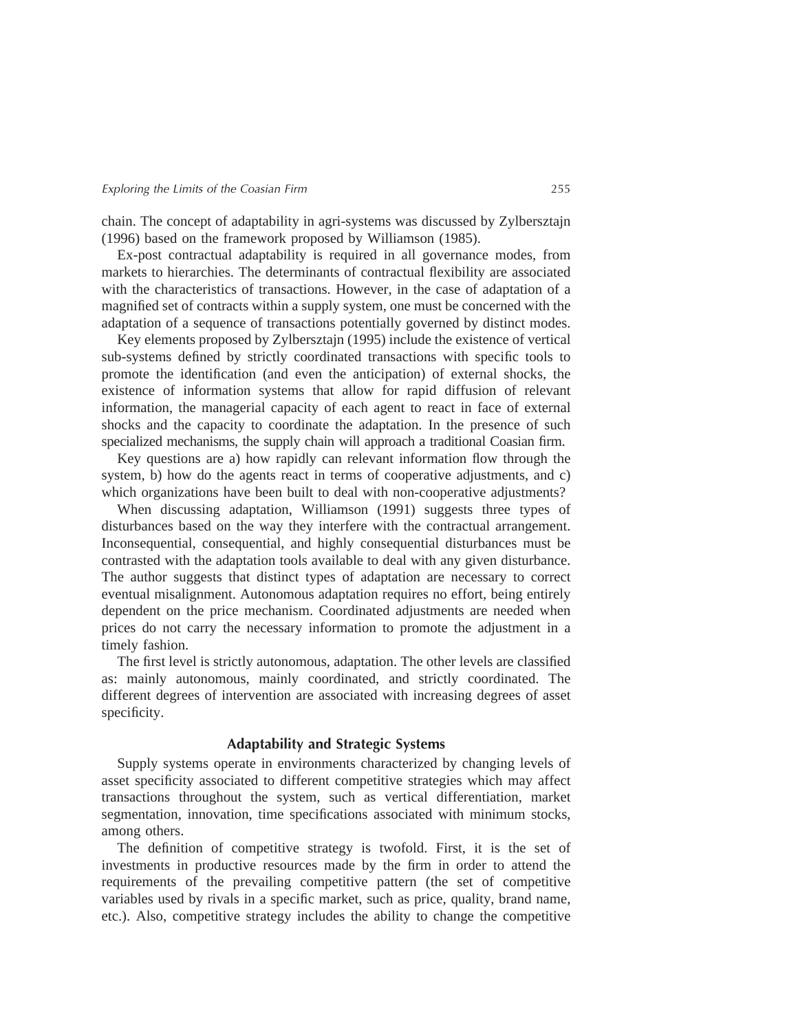chain. The concept of adaptability in agri-systems was discussed by Zylbersztajn (1996) based on the framework proposed by Williamson (1985).

Ex-post contractual adaptability is required in all governance modes, from markets to hierarchies. The determinants of contractual flexibility are associated with the characteristics of transactions. However, in the case of adaptation of a magnified set of contracts within a supply system, one must be concerned with the adaptation of a sequence of transactions potentially governed by distinct modes.

Key elements proposed by Zylbersztajn (1995) include the existence of vertical sub-systems defined by strictly coordinated transactions with specific tools to promote the identification (and even the anticipation) of external shocks, the existence of information systems that allow for rapid diffusion of relevant information, the managerial capacity of each agent to react in face of external shocks and the capacity to coordinate the adaptation. In the presence of such specialized mechanisms, the supply chain will approach a traditional Coasian firm.

Key questions are a) how rapidly can relevant information flow through the system, b) how do the agents react in terms of cooperative adjustments, and c) which organizations have been built to deal with non-cooperative adjustments?

When discussing adaptation, Williamson (1991) suggests three types of disturbances based on the way they interfere with the contractual arrangement. Inconsequential, consequential, and highly consequential disturbances must be contrasted with the adaptation tools available to deal with any given disturbance. The author suggests that distinct types of adaptation are necessary to correct eventual misalignment. Autonomous adaptation requires no effort, being entirely dependent on the price mechanism. Coordinated adjustments are needed when prices do not carry the necessary information to promote the adjustment in a timely fashion.

The first level is strictly autonomous, adaptation. The other levels are classified as: mainly autonomous, mainly coordinated, and strictly coordinated. The different degrees of intervention are associated with increasing degrees of asset specificity.

## Adaptability and Strategic Systems

Supply systems operate in environments characterized by changing levels of asset specificity associated to different competitive strategies which may affect transactions throughout the system, such as vertical differentiation, market segmentation, innovation, time specifications associated with minimum stocks, among others.

The definition of competitive strategy is twofold. First, it is the set of investments in productive resources made by the firm in order to attend the requirements of the prevailing competitive pattern (the set of competitive variables used by rivals in a specific market, such as price, quality, brand name, etc.). Also, competitive strategy includes the ability to change the competitive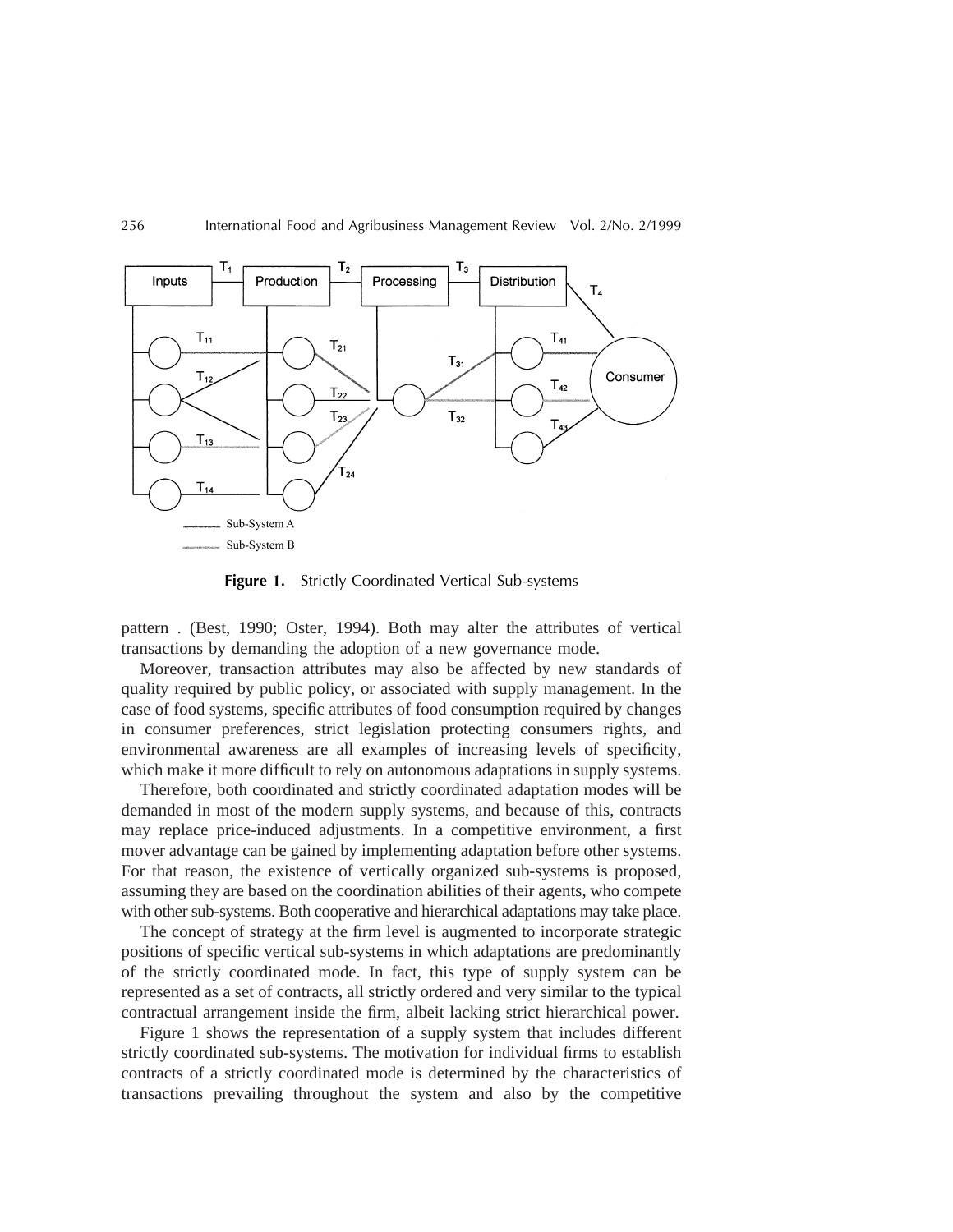**Figure 1.** Strictly Coordinated Vertical Sub-systems

pattern . (Best, 1990; Oster, 1994). Both may alter the attributes of vertical transactions by demanding the adoption of a new governance mode.

Moreover, transaction attributes may also be affected by new standards of quality required by public policy, or associated with supply management. In the case of food systems, specific attributes of food consumption required by changes in consumer preferences, strict legislation protecting consumers rights, and environmental awareness are all examples of increasing levels of specificity, which make it more difficult to rely on autonomous adaptations in supply systems.

Therefore, both coordinated and strictly coordinated adaptation modes will be demanded in most of the modern supply systems, and because of this, contracts may replace price-induced adjustments. In a competitive environment, a first mover advantage can be gained by implementing adaptation before other systems. For that reason, the existence of vertically organized sub-systems is proposed, assuming they are based on the coordination abilities of their agents, who compete with other sub-systems. Both cooperative and hierarchical adaptations may take place.

The concept of strategy at the firm level is augmented to incorporate strategic positions of specific vertical sub-systems in which adaptations are predominantly of the strictly coordinated mode. In fact, this type of supply system can be represented as a set of contracts, all strictly ordered and very similar to the typical contractual arrangement inside the firm, albeit lacking strict hierarchical power.

Figure 1 shows the representation of a supply system that includes different strictly coordinated sub-systems. The motivation for individual firms to establish contracts of a strictly coordinated mode is determined by the characteristics of transactions prevailing throughout the system and also by the competitive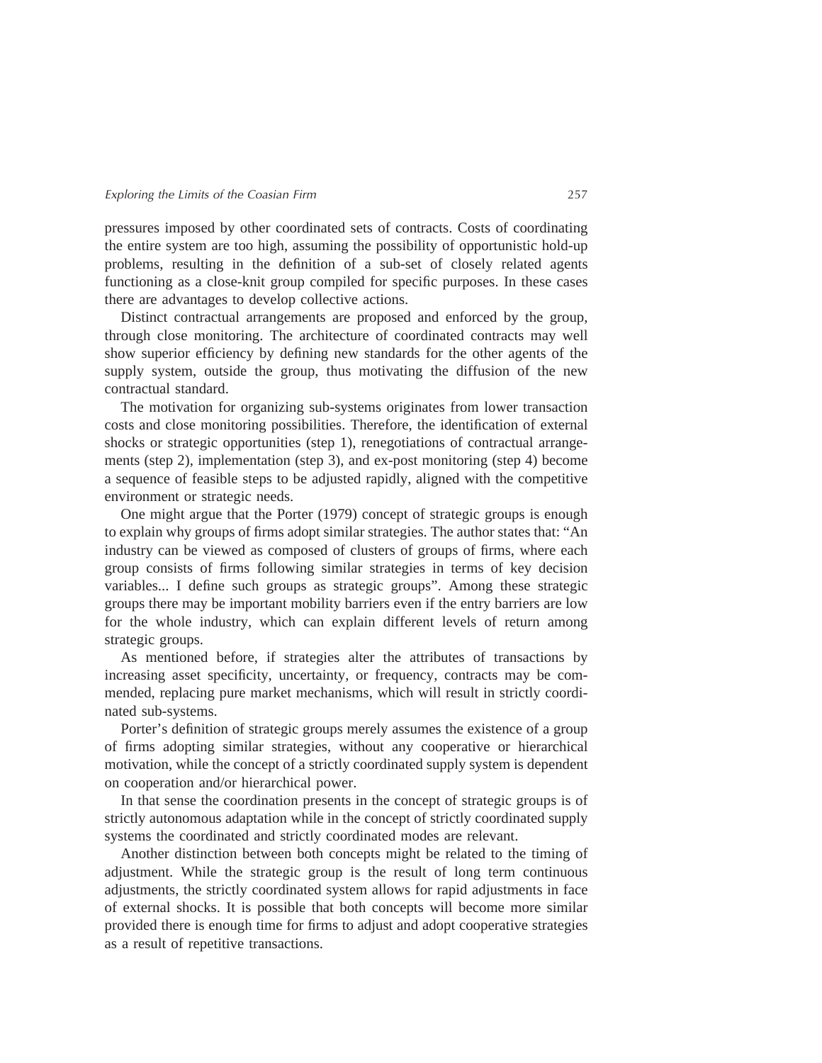pressures imposed by other coordinated sets of contracts. Costs of coordinating the entire system are too high, assuming the possibility of opportunistic hold-up problems, resulting in the definition of a sub-set of closely related agents functioning as a close-knit group compiled for specific purposes. In these cases there are advantages to develop collective actions.

Distinct contractual arrangements are proposed and enforced by the group, through close monitoring. The architecture of coordinated contracts may well show superior efficiency by defining new standards for the other agents of the supply system, outside the group, thus motivating the diffusion of the new contractual standard.

The motivation for organizing sub-systems originates from lower transaction costs and close monitoring possibilities. Therefore, the identification of external shocks or strategic opportunities (step 1), renegotiations of contractual arrangements (step 2), implementation (step 3), and ex-post monitoring (step 4) become a sequence of feasible steps to be adjusted rapidly, aligned with the competitive environment or strategic needs.

One might argue that the Porter (1979) concept of strategic groups is enough to explain why groups of firms adopt similar strategies. The author states that: "An industry can be viewed as composed of clusters of groups of firms, where each group consists of firms following similar strategies in terms of key decision variables... I define such groups as strategic groups". Among these strategic groups there may be important mobility barriers even if the entry barriers are low for the whole industry, which can explain different levels of return among strategic groups.

As mentioned before, if strategies alter the attributes of transactions by increasing asset specificity, uncertainty, or frequency, contracts may be commended, replacing pure market mechanisms, which will result in strictly coordinated sub-systems.

Porter's definition of strategic groups merely assumes the existence of a group of firms adopting similar strategies, without any cooperative or hierarchical motivation, while the concept of a strictly coordinated supply system is dependent on cooperation and/or hierarchical power.

In that sense the coordination presents in the concept of strategic groups is of strictly autonomous adaptation while in the concept of strictly coordinated supply systems the coordinated and strictly coordinated modes are relevant.

Another distinction between both concepts might be related to the timing of adjustment. While the strategic group is the result of long term continuous adjustments, the strictly coordinated system allows for rapid adjustments in face of external shocks. It is possible that both concepts will become more similar provided there is enough time for firms to adjust and adopt cooperative strategies as a result of repetitive transactions.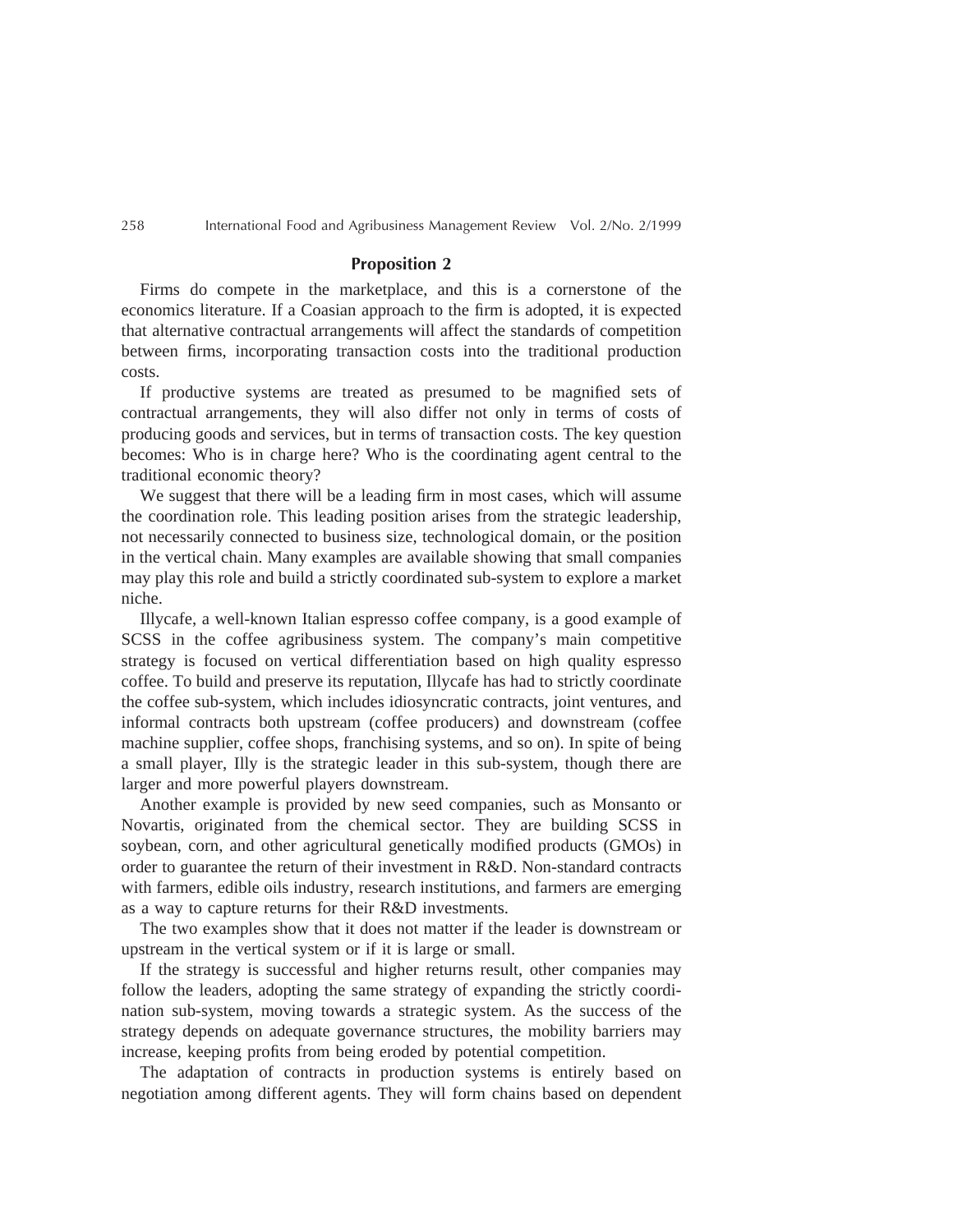## Proposition 2

Firms do compete in the marketplace, and this is a cornerstone of the economics literature. If a Coasian approach to the firm is adopted, it is expected that alternative contractual arrangements will affect the standards of competition between firms, incorporating transaction costs into the traditional production costs.

If productive systems are treated as presumed to be magnified sets of contractual arrangements, they will also differ not only in terms of costs of producing goods and services, but in terms of transaction costs. The key question becomes: Who is in charge here? Who is the coordinating agent central to the traditional economic theory?

We suggest that there will be a leading firm in most cases, which will assume the coordination role. This leading position arises from the strategic leadership, not necessarily connected to business size, technological domain, or the position in the vertical chain. Many examples are available showing that small companies may play this role and build a strictly coordinated sub-system to explore a market niche.

Illycafe, a well-known Italian espresso coffee company, is a good example of SCSS in the coffee agribusiness system. The company's main competitive strategy is focused on vertical differentiation based on high quality espresso coffee. To build and preserve its reputation, Illycafe has had to strictly coordinate the coffee sub-system, which includes idiosyncratic contracts, joint ventures, and informal contracts both upstream (coffee producers) and downstream (coffee machine supplier, coffee shops, franchising systems, and so on). In spite of being a small player, Illy is the strategic leader in this sub-system, though there are larger and more powerful players downstream.

Another example is provided by new seed companies, such as Monsanto or Novartis, originated from the chemical sector. They are building SCSS in soybean, corn, and other agricultural genetically modified products (GMOs) in order to guarantee the return of their investment in R&D. Non-standard contracts with farmers, edible oils industry, research institutions, and farmers are emerging as a way to capture returns for their R&D investments.

The two examples show that it does not matter if the leader is downstream or upstream in the vertical system or if it is large or small.

If the strategy is successful and higher returns result, other companies may follow the leaders, adopting the same strategy of expanding the strictly coordination sub-system, moving towards a strategic system. As the success of the strategy depends on adequate governance structures, the mobility barriers may increase, keeping profits from being eroded by potential competition.

The adaptation of contracts in production systems is entirely based on negotiation among different agents. They will form chains based on dependent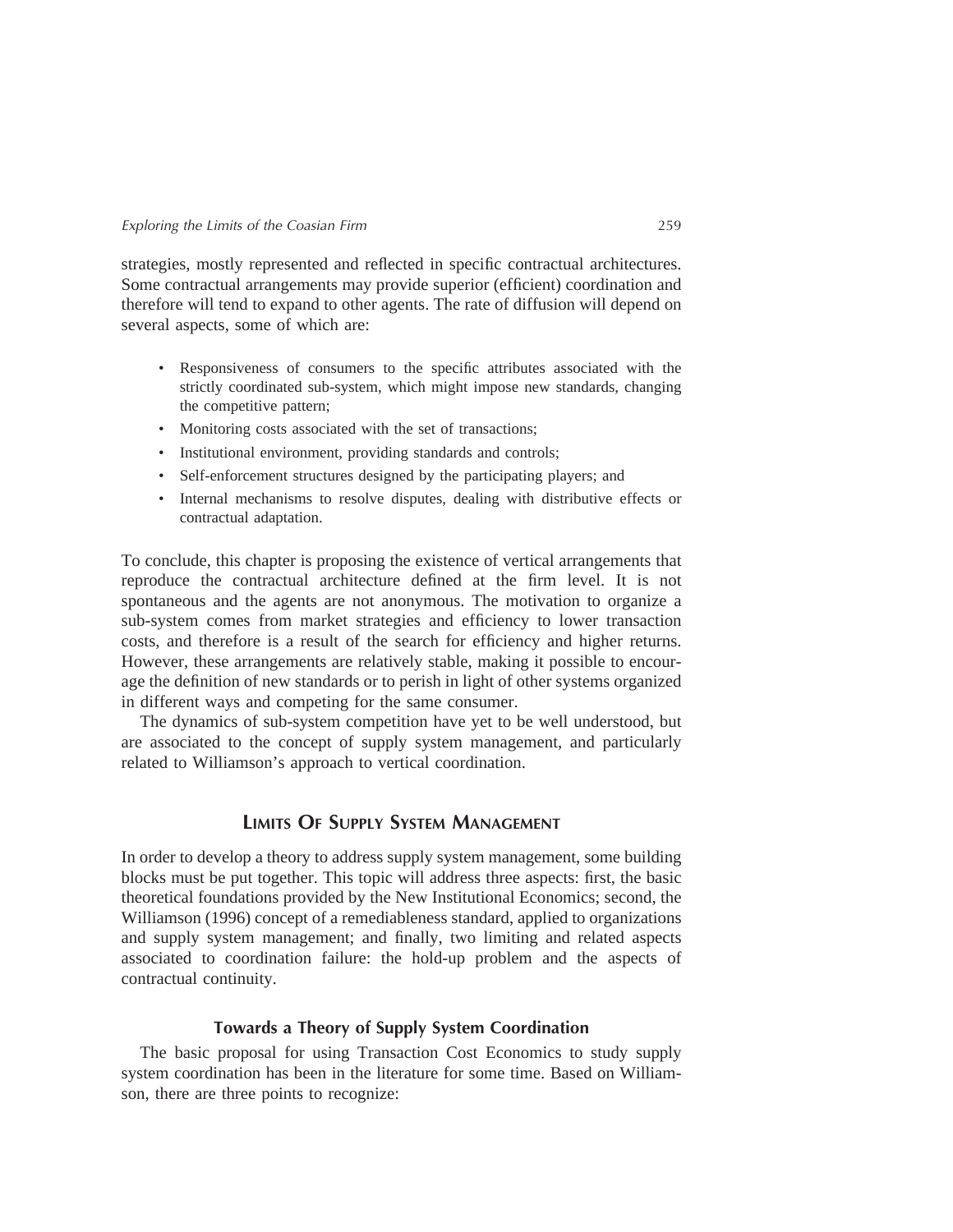strategies, mostly represented and reflected in specific contractual architectures. Some contractual arrangements may provide superior (efficient) coordination and therefore will tend to expand to other agents. The rate of diffusion will depend on several aspects, some of which are:

- Responsiveness of consumers to the specific attributes associated with the strictly coordinated sub-system, which might impose new standards, changing the competitive pattern;
- Monitoring costs associated with the set of transactions;
- Institutional environment, providing standards and controls;
- Self-enforcement structures designed by the participating players; and
- Internal mechanisms to resolve disputes, dealing with distributive effects or contractual adaptation.

To conclude, this chapter is proposing the existence of vertical arrangements that reproduce the contractual architecture defined at the firm level. It is not spontaneous and the agents are not anonymous. The motivation to organize a sub-system comes from market strategies and efficiency to lower transaction costs, and therefore is a result of the search for efficiency and higher returns. However, these arrangements are relatively stable, making it possible to encourage the definition of new standards or to perish in light of other systems organized in different ways and competing for the same consumer.

The dynamics of sub-system competition have yet to be well understood, but are associated to the concept of supply system management, and particularly related to Williamson's approach to vertical coordination.

## LIMITS OF SUPPLY SYSTEM MANAGEMENT

In order to develop a theory to address supply system management, some building blocks must be put together. This topic will address three aspects: first, the basic theoretical foundations provided by the New Institutional Economics; second, the Williamson (1996) concept of a remediableness standard, applied to organizations and supply system management; and finally, two limiting and related aspects associated to coordination failure: the hold-up problem and the aspects of contractual continuity.

### Towards a Theory of Supply System Coordination

The basic proposal for using Transaction Cost Economics to study supply system coordination has been in the literature for some time. Based on Williamson, there are three points to recognize: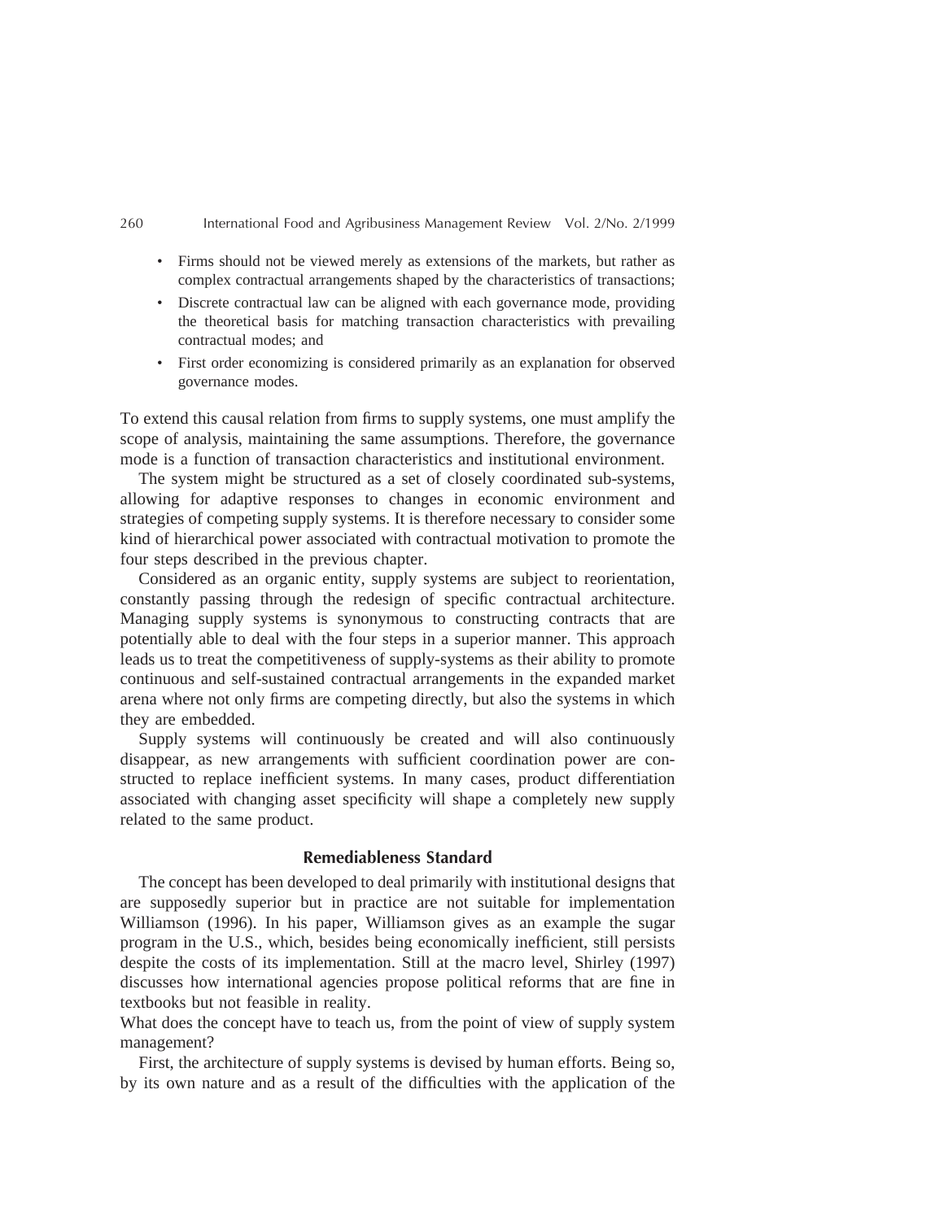- Firms should not be viewed merely as extensions of the markets, but rather as complex contractual arrangements shaped by the characteristics of transactions;
- Discrete contractual law can be aligned with each governance mode, providing the theoretical basis for matching transaction characteristics with prevailing contractual modes; and
- First order economizing is considered primarily as an explanation for observed governance modes.

To extend this causal relation from firms to supply systems, one must amplify the scope of analysis, maintaining the same assumptions. Therefore, the governance mode is a function of transaction characteristics and institutional environment.

The system might be structured as a set of closely coordinated sub-systems, allowing for adaptive responses to changes in economic environment and strategies of competing supply systems. It is therefore necessary to consider some kind of hierarchical power associated with contractual motivation to promote the four steps described in the previous chapter.

Considered as an organic entity, supply systems are subject to reorientation, constantly passing through the redesign of specific contractual architecture. Managing supply systems is synonymous to constructing contracts that are potentially able to deal with the four steps in a superior manner. This approach leads us to treat the competitiveness of supply-systems as their ability to promote continuous and self-sustained contractual arrangements in the expanded market arena where not only firms are competing directly, but also the systems in which they are embedded.

Supply systems will continuously be created and will also continuously disappear, as new arrangements with sufficient coordination power are constructed to replace inefficient systems. In many cases, product differentiation associated with changing asset specificity will shape a completely new supply related to the same product.

### Remediableness Standard

The concept has been developed to deal primarily with institutional designs that are supposedly superior but in practice are not suitable for implementation Williamson (1996). In his paper, Williamson gives as an example the sugar program in the U.S., which, besides being economically inefficient, still persists despite the costs of its implementation. Still at the macro level, Shirley (1997) discusses how international agencies propose political reforms that are fine in textbooks but not feasible in reality.

What does the concept have to teach us, from the point of view of supply system management?

First, the architecture of supply systems is devised by human efforts. Being so, by its own nature and as a result of the difficulties with the application of the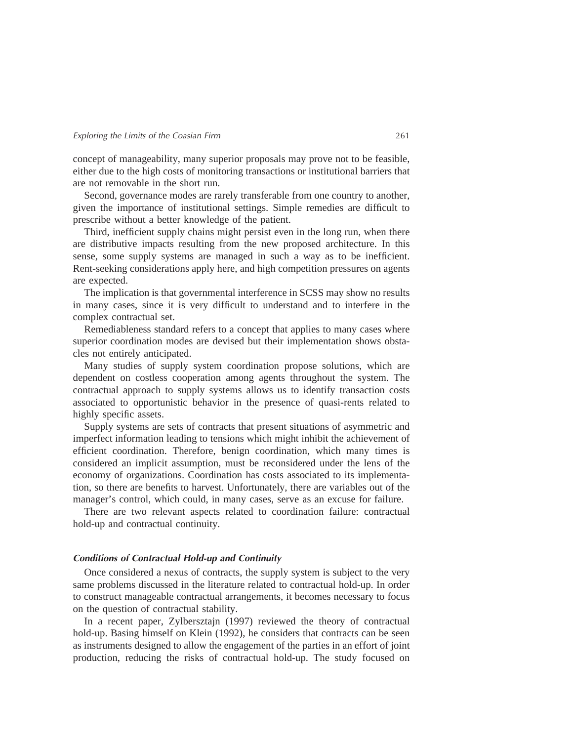concept of manageability, many superior proposals may prove not to be feasible, either due to the high costs of monitoring transactions or institutional barriers that are not removable in the short run.

Second, governance modes are rarely transferable from one country to another, given the importance of institutional settings. Simple remedies are difficult to prescribe without a better knowledge of the patient.

Third, inefficient supply chains might persist even in the long run, when there are distributive impacts resulting from the new proposed architecture. In this sense, some supply systems are managed in such a way as to be inefficient. Rent-seeking considerations apply here, and high competition pressures on agents are expected.

The implication is that governmental interference in SCSS may show no results in many cases, since it is very difficult to understand and to interfere in the complex contractual set.

Remediableness standard refers to a concept that applies to many cases where superior coordination modes are devised but their implementation shows obstacles not entirely anticipated.

Many studies of supply system coordination propose solutions, which are dependent on costless cooperation among agents throughout the system. The contractual approach to supply systems allows us to identify transaction costs associated to opportunistic behavior in the presence of quasi-rents related to highly specific assets.

Supply systems are sets of contracts that present situations of asymmetric and imperfect information leading to tensions which might inhibit the achievement of efficient coordination. Therefore, benign coordination, which many times is considered an implicit assumption, must be reconsidered under the lens of the economy of organizations. Coordination has costs associated to its implementation, so there are benefits to harvest. Unfortunately, there are variables out of the manager's control, which could, in many cases, serve as an excuse for failure.

There are two relevant aspects related to coordination failure: contractual hold-up and contractual continuity.

### *Conditions of Contractual Hold-up and Continuity*

Once considered a nexus of contracts, the supply system is subject to the very same problems discussed in the literature related to contractual hold-up. In order to construct manageable contractual arrangements, it becomes necessary to focus on the question of contractual stability.

In a recent paper, Zylbersztajn (1997) reviewed the theory of contractual hold-up. Basing himself on Klein (1992), he considers that contracts can be seen as instruments designed to allow the engagement of the parties in an effort of joint production, reducing the risks of contractual hold-up. The study focused on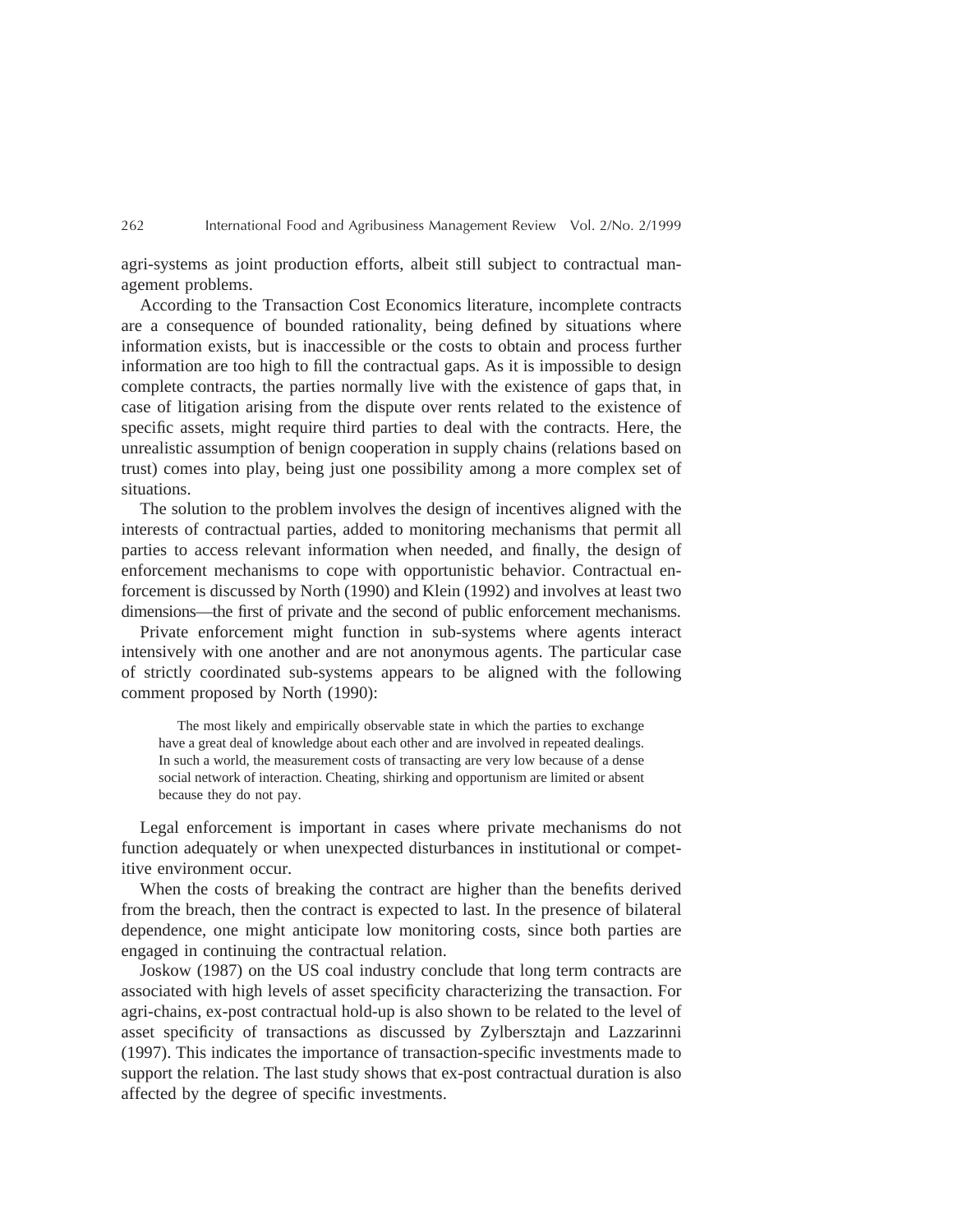agri-systems as joint production efforts, albeit still subject to contractual management problems.

According to the Transaction Cost Economics literature, incomplete contracts are a consequence of bounded rationality, being defined by situations where information exists, but is inaccessible or the costs to obtain and process further information are too high to fill the contractual gaps. As it is impossible to design complete contracts, the parties normally live with the existence of gaps that, in case of litigation arising from the dispute over rents related to the existence of specific assets, might require third parties to deal with the contracts. Here, the unrealistic assumption of benign cooperation in supply chains (relations based on trust) comes into play, being just one possibility among a more complex set of situations.

The solution to the problem involves the design of incentives aligned with the interests of contractual parties, added to monitoring mechanisms that permit all parties to access relevant information when needed, and finally, the design of enforcement mechanisms to cope with opportunistic behavior. Contractual enforcement is discussed by North (1990) and Klein (1992) and involves at least two dimensions—the first of private and the second of public enforcement mechanisms.

Private enforcement might function in sub-systems where agents interact intensively with one another and are not anonymous agents. The particular case of strictly coordinated sub-systems appears to be aligned with the following comment proposed by North (1990):

> The most likely and empirically observable state in which the parties to exchange have a great deal of knowledge about each other and are involved in repeated dealings. In such a world, the measurement costs of transacting are very low because of a dense social network of interaction. Cheating, shirking and opportunism are limited or absent because they do not pay.

Legal enforcement is important in cases where private mechanisms do not function adequately or when unexpected disturbances in institutional or competitive environment occur.

When the costs of breaking the contract are higher than the benefits derived from the breach, then the contract is expected to last. In the presence of bilateral dependence, one might anticipate low monitoring costs, since both parties are engaged in continuing the contractual relation.

Joskow (1987) on the US coal industry conclude that long term contracts are associated with high levels of asset specificity characterizing the transaction. For agri-chains, ex-post contractual hold-up is also shown to be related to the level of asset specificity of transactions as discussed by Zylbersztajn and Lazzarinni (1997). This indicates the importance of transaction-specific investments made to support the relation. The last study shows that ex-post contractual duration is also affected by the degree of specific investments.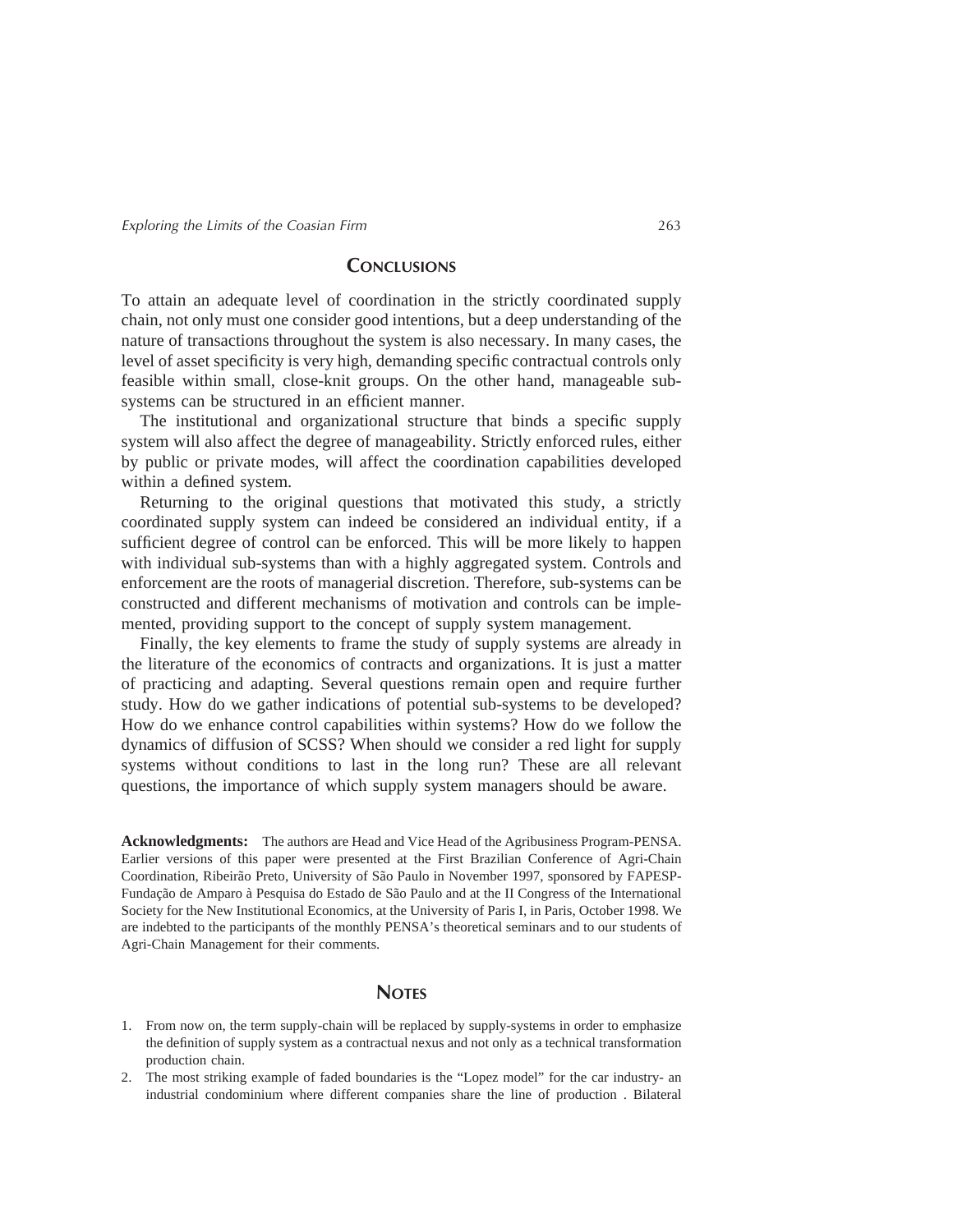## Conclusions

To attain an adequate level of coordination in the strictly coordinated supply chain, not only must one consider good intentions, but a deep understanding of the nature of transactions throughout the system is also necessary. In many cases, the level of asset specificity is very high, demanding specific contractual controls only feasible within small, close-knit groups. On the other hand, manageable sub-systems can be structured in an efficient manner.

The institutional and organizational structure that binds a specific supply system will also affect the degree of manageability. Strictly enforced rules, either by public or private modes, will affect the coordination capabilities developed within a defined system.

Returning to the original questions that motivated this study, a strictly coordinated supply system can indeed be considered an individual entity, if a sufficient degree of control can be enforced. This will be more likely to happen with individual sub-systems than with a highly aggregated system. Controls and enforcement are the roots of managerial discretion. Therefore, sub-systems can be constructed and different mechanisms of motivation and controls can be implemented, providing support to the concept of supply system management.

Finally, the key elements to frame the study of supply systems are already in the literature of the economics of contracts and organizations. It is just a matter of practicing and adapting. Several questions remain open and require further study. How do we gather indications of potential sub-systems to be developed? How do we enhance control capabilities within systems? How do we follow the dynamics of diffusion of SCSS? When should we consider a red light for supply systems without conditions to last in the long run? These are all relevant questions, the importance of which supply system managers should be aware.

**Acknowledgments:** The authors are Head and Vice Head of the Agribusiness Program-PENSA. Earlier versions of this paper were presented at the First Brazilian Conference of Agri-Chain Coordination, Ribeirão Preto, University of São Paulo in November 1997, sponsored by FAPESP-Fundação de Amparo à Pesquisa do Estado de São Paulo and at the II Congress of the International Society for the New Institutional Economics, at the University of Paris I, in Paris, October 1998. We are indebted to the participants of the monthly PENSA's theoretical seminars and to our students of Agri-Chain Management for their comments.

## Notes

1. From now on, the term supply-chain will be replaced by supply-systems in order to emphasize the definition of supply system as a contractual nexus and not only as a technical transformation production chain.
2. The most striking example of faded boundaries is the "Lopez model" for the car industry- an industrial condominium where different companies share the line of production . Bilateral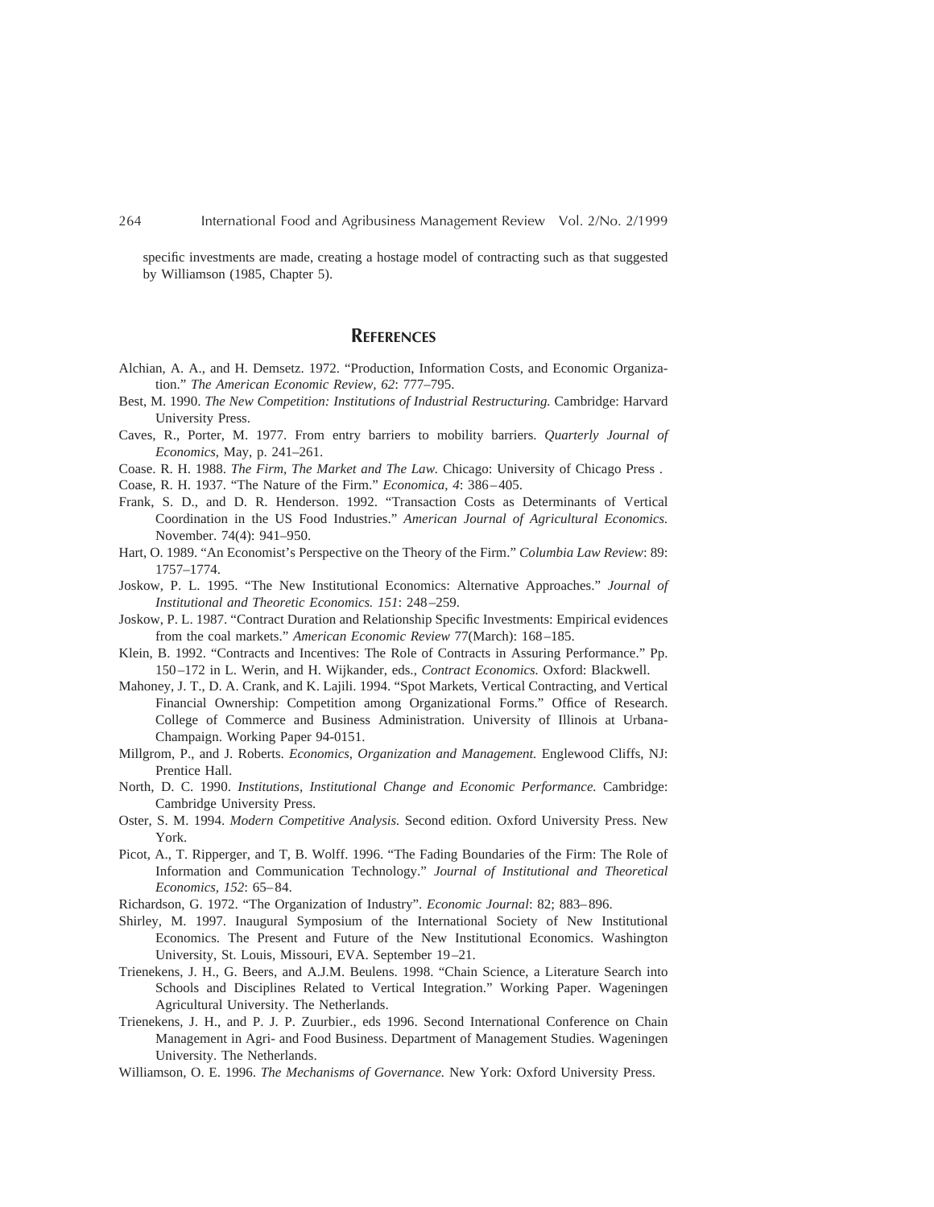specific investments are made, creating a hostage model of contracting such as that suggested by Williamson (1985, Chapter 5).

## REFERENCES

Alchian, A. A., and H. Demsetz. 1972. "Production, Information Costs, and Economic Organization." *The American Economic Review, 62*: 777–795.

Best, M. 1990. *The New Competition: Institutions of Industrial Restructuring.* Cambridge: Harvard University Press.

Caves, R., Porter, M. 1977. From entry barriers to mobility barriers. *Quarterly Journal of Economics*, May, p. 241–261.

Coase. R. H. 1988. *The Firm, The Market and The Law.* Chicago: University of Chicago Press .

Coase, R. H. 1937. "The Nature of the Firm." *Economica, 4*: 386–405.

Frank, S. D., and D. R. Henderson. 1992. "Transaction Costs as Determinants of Vertical Coordination in the US Food Industries." *American Journal of Agricultural Economics.* November. 74(4): 941–950.

Hart, O. 1989. "An Economist's Perspective on the Theory of the Firm." *Columbia Law Review*: 89: 1757–1774.

Joskow, P. L. 1995. "The New Institutional Economics: Alternative Approaches." *Journal of Institutional and Theoretic Economics. 151*: 248–259.

Joskow, P. L. 1987. "Contract Duration and Relationship Specific Investments: Empirical evidences from the coal markets." *American Economic Review* 77(March): 168–185.

Klein, B. 1992. "Contracts and Incentives: The Role of Contracts in Assuring Performance." Pp. 150–172 in L. Werin, and H. Wijkander, eds., *Contract Economics.* Oxford: Blackwell.

Mahoney, J. T., D. A. Crank, and K. Lajili. 1994. "Spot Markets, Vertical Contracting, and Vertical Financial Ownership: Competition among Organizational Forms." Office of Research. College of Commerce and Business Administration. University of Illinois at Urbana-Champaign. Working Paper 94-0151.

Millgrom, P., and J. Roberts. *Economics, Organization and Management.* Englewood Cliffs, NJ: Prentice Hall.

North, D. C. 1990. *Institutions, Institutional Change and Economic Performance.* Cambridge: Cambridge University Press.

Oster, S. M. 1994. *Modern Competitive Analysis.* Second edition. Oxford University Press. New York.

Picot, A., T. Ripperger, and T, B. Wolff. 1996. "The Fading Boundaries of the Firm: The Role of Information and Communication Technology." *Journal of Institutional and Theoretical Economics, 152*: 65–84.

Richardson, G. 1972. "The Organization of Industry". *Economic Journal*: 82; 883–896.

Shirley, M. 1997. Inaugural Symposium of the International Society of New Institutional Economics. The Present and Future of the New Institutional Economics. Washington University, St. Louis, Missouri, EVA. September 19–21.

Trienekens, J. H., G. Beers, and A.J.M. Beulens. 1998. "Chain Science, a Literature Search into Schools and Disciplines Related to Vertical Integration." Working Paper. Wageningen Agricultural University. The Netherlands.

Trienekens, J. H., and P. J. P. Zuurbier., eds 1996. Second International Conference on Chain Management in Agri- and Food Business. Department of Management Studies. Wageningen University. The Netherlands.

Williamson, O. E. 1996. *The Mechanisms of Governance.* New York: Oxford University Press.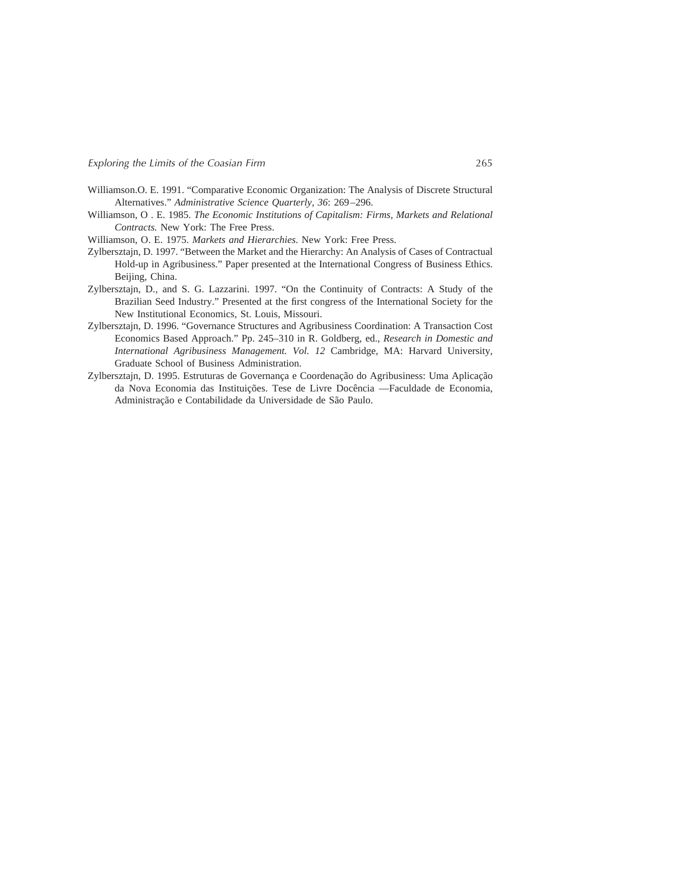Williamson.O. E. 1991. “Comparative Economic Organization: The Analysis of Discrete Structural Alternatives.” *Administrative Science Quarterly, 36*: 269–296.

Williamson, O . E. 1985. *The Economic Institutions of Capitalism: Firms, Markets and Relational Contracts.* New York: The Free Press.

Williamson, O. E. 1975. *Markets and Hierarchies.* New York: Free Press.

Zylbersztajn, D. 1997. “Between the Market and the Hierarchy: An Analysis of Cases of Contractual Hold-up in Agribusiness.” Paper presented at the International Congress of Business Ethics. Beijing, China.

Zylbersztajn, D., and S. G. Lazzarini. 1997. “On the Continuity of Contracts: A Study of the Brazilian Seed Industry.” Presented at the first congress of the International Society for the New Institutional Economics, St. Louis, Missouri.

Zylbersztajn, D. 1996. “Governance Structures and Agribusiness Coordination: A Transaction Cost Economics Based Approach.” Pp. 245–310 in R. Goldberg, ed., *Research in Domestic and International Agribusiness Management. Vol. 12* Cambridge, MA: Harvard University, Graduate School of Business Administration.

Zylbersztajn, D. 1995. Estruturas de Governança e Coordenação do Agribusiness: Uma Aplicação da Nova Economia das Instituições. Tese de Livre Docência —Faculdade de Economia, Administração e Contabilidade da Universidade de São Paulo.